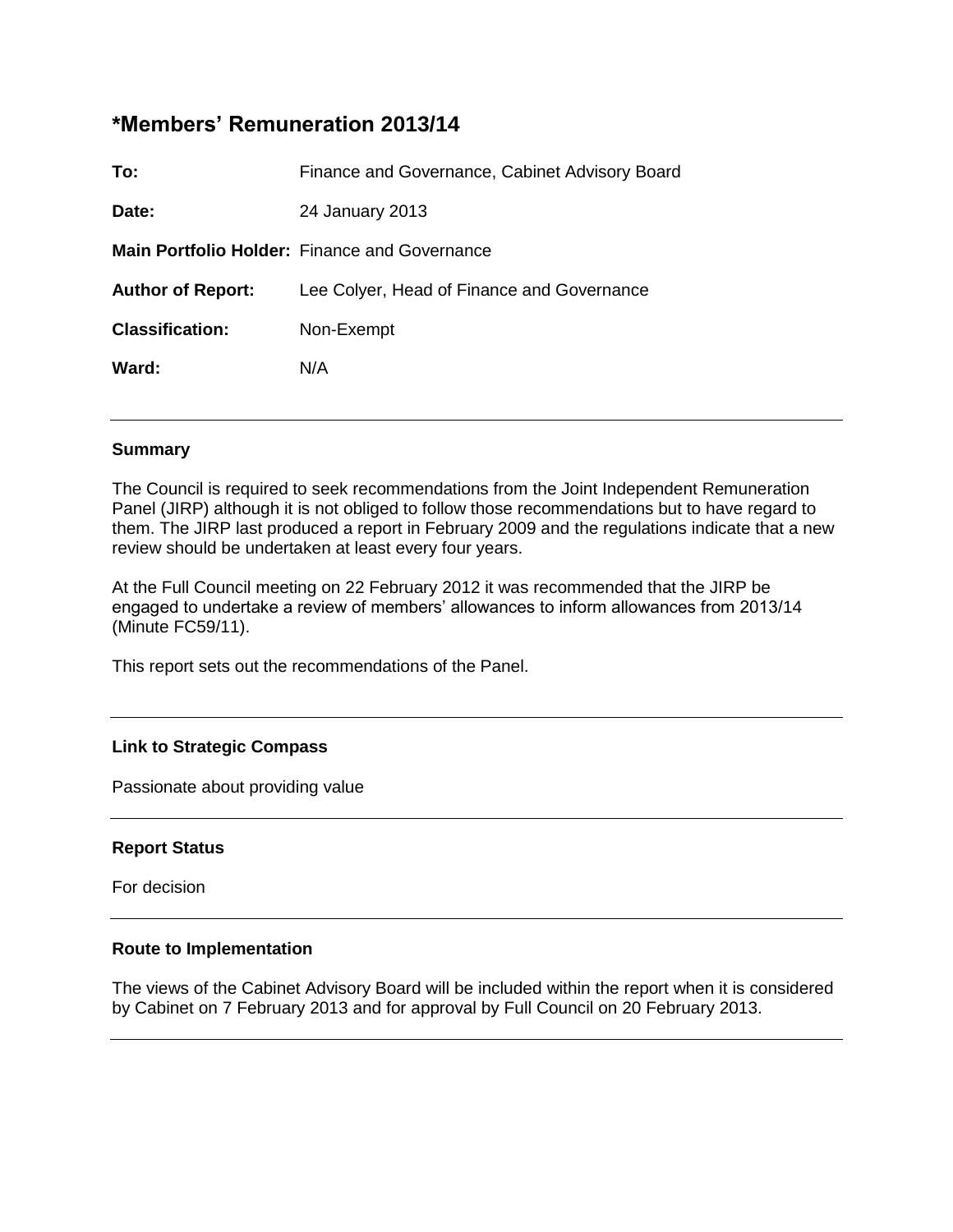# *Members' Remuneration 2013/14

**To:** Finance and Governance, Cabinet Advisory Board

**Date:** 24 January 2013

**Main Portfolio Holder:** Finance and Governance

**Author of Report:** Lee Colyer, Head of Finance and Governance

**Classification:** Non-Exempt

**Ward:** N/A

---

### Summary

The Council is required to seek recommendations from the Joint Independent Remuneration Panel (JIRP) although it is not obliged to follow those recommendations but to have regard to them. The JIRP last produced a report in February 2009 and the regulations indicate that a new review should be undertaken at least every four years.

At the Full Council meeting on 22 February 2012 it was recommended that the JIRP be engaged to undertake a review of members' allowances to inform allowances from 2013/14 (Minute FC59/11).

This report sets out the recommendations of the Panel.

---

### Link to Strategic Compass

Passionate about providing value

---

### Report Status

For decision

---

### Route to Implementation

The views of the Cabinet Advisory Board will be included within the report when it is considered by Cabinet on 7 February 2013 and for approval by Full Council on 20 February 2013.

---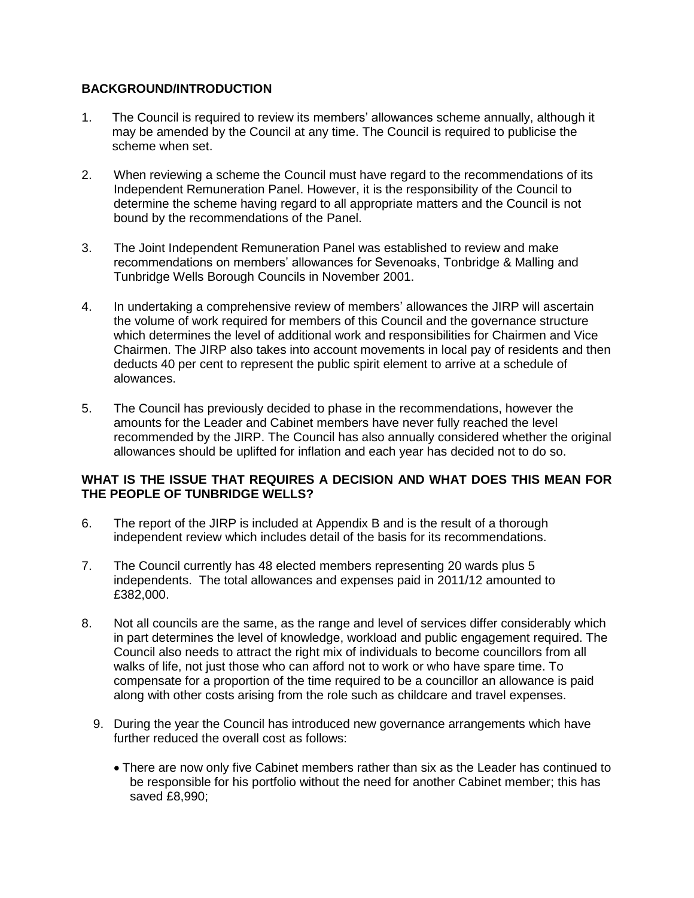## BACKGROUND/INTRODUCTION

1. The Council is required to review its members' allowances scheme annually, although it may be amended by the Council at any time. The Council is required to publicise the scheme when set.

2. When reviewing a scheme the Council must have regard to the recommendations of its Independent Remuneration Panel. However, it is the responsibility of the Council to determine the scheme having regard to all appropriate matters and the Council is not bound by the recommendations of the Panel.

3. The Joint Independent Remuneration Panel was established to review and make recommendations on members' allowances for Sevenoaks, Tonbridge & Malling and Tunbridge Wells Borough Councils in November 2001.

4. In undertaking a comprehensive review of members' allowances the JIRP will ascertain the volume of work required for members of this Council and the governance structure which determines the level of additional work and responsibilities for Chairmen and Vice Chairmen. The JIRP also takes into account movements in local pay of residents and then deducts 40 per cent to represent the public spirit element to arrive at a schedule of alowances.

5. The Council has previously decided to phase in the recommendations, however the amounts for the Leader and Cabinet members have never fully reached the level recommended by the JIRP. The Council has also annually considered whether the original allowances should be uplifted for inflation and each year has decided not to do so.

## WHAT IS THE ISSUE THAT REQUIRES A DECISION AND WHAT DOES THIS MEAN FOR THE PEOPLE OF TUNBRIDGE WELLS?

6. The report of the JIRP is included at Appendix B and is the result of a thorough independent review which includes detail of the basis for its recommendations.

7. The Council currently has 48 elected members representing 20 wards plus 5 independents. The total allowances and expenses paid in 2011/12 amounted to £382,000.

8. Not all councils are the same, as the range and level of services differ considerably which in part determines the level of knowledge, workload and public engagement required. The Council also needs to attract the right mix of individuals to become councillors from all walks of life, not just those who can afford not to work or who have spare time. To compensate for a proportion of the time required to be a councillor an allowance is paid along with other costs arising from the role such as childcare and travel expenses.

9. During the year the Council has introduced new governance arrangements which have further reduced the overall cost as follows:

   - There are now only five Cabinet members rather than six as the Leader has continued to be responsible for his portfolio without the need for another Cabinet member; this has saved £8,990;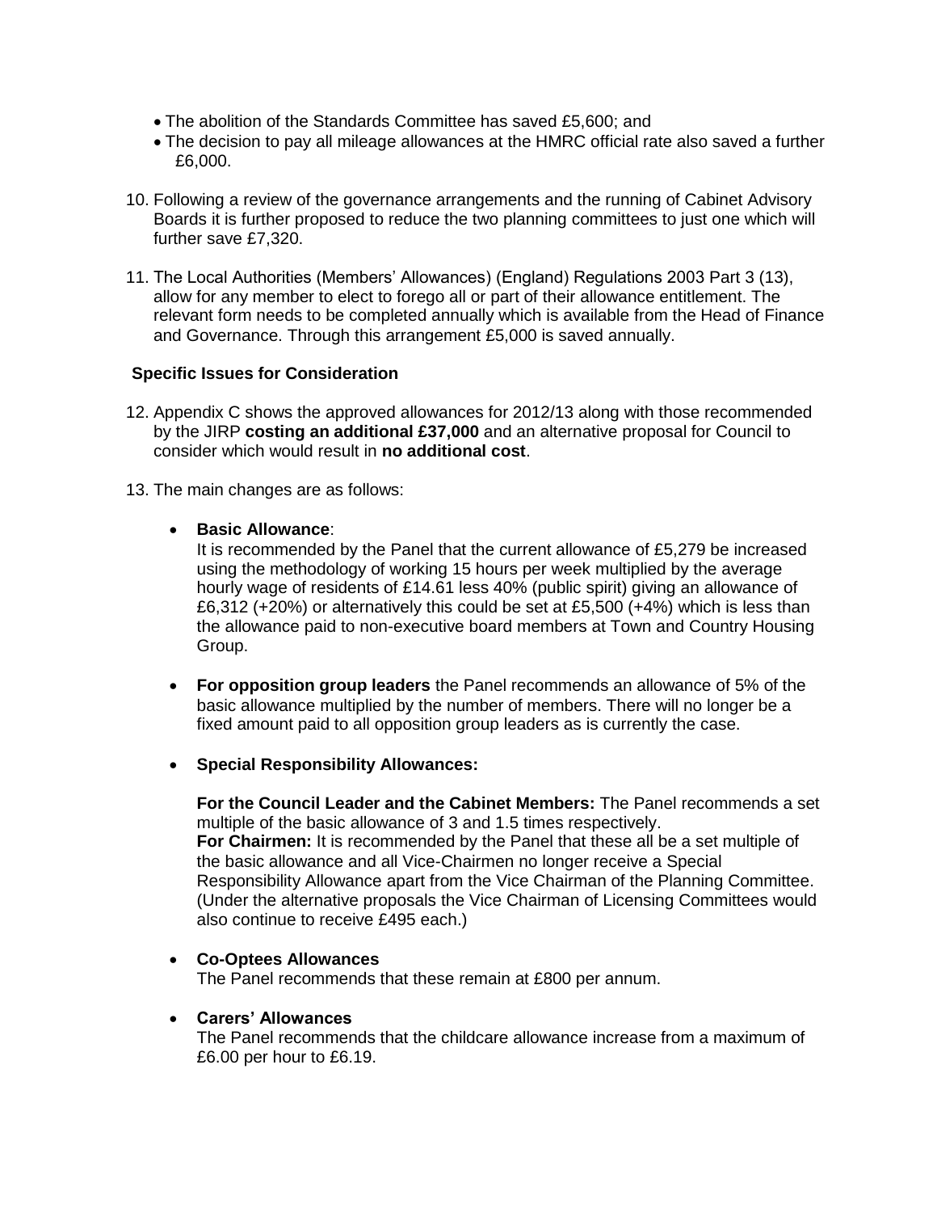- The abolition of the Standards Committee has saved £5,600; and
- The decision to pay all mileage allowances at the HMRC official rate also saved a further £6,000.

10. Following a review of the governance arrangements and the running of Cabinet Advisory Boards it is further proposed to reduce the two planning committees to just one which will further save £7,320.

11. The Local Authorities (Members' Allowances) (England) Regulations 2003 Part 3 (13), allow for any member to elect to forego all or part of their allowance entitlement. The relevant form needs to be completed annually which is available from the Head of Finance and Governance. Through this arrangement £5,000 is saved annually.

### Specific Issues for Consideration

12. Appendix C shows the approved allowances for 2012/13 along with those recommended by the JIRP **costing an additional £37,000** and an alternative proposal for Council to consider which would result in **no additional cost**.

13. The main changes are as follows:

- **Basic Allowance**:
  It is recommended by the Panel that the current allowance of £5,279 be increased using the methodology of working 15 hours per week multiplied by the average hourly wage of residents of £14.61 less 40% (public spirit) giving an allowance of £6,312 (+20%) or alternatively this could be set at £5,500 (+4%) which is less than the allowance paid to non-executive board members at Town and Country Housing Group.

- **For opposition group leaders** the Panel recommends an allowance of 5% of the basic allowance multiplied by the number of members. There will no longer be a fixed amount paid to all opposition group leaders as is currently the case.

- **Special Responsibility Allowances:**

  **For the Council Leader and the Cabinet Members:** The Panel recommends a set multiple of the basic allowance of 3 and 1.5 times respectively.
  **For Chairmen:** It is recommended by the Panel that these all be a set multiple of the basic allowance and all Vice-Chairmen no longer receive a Special Responsibility Allowance apart from the Vice Chairman of the Planning Committee. (Under the alternative proposals the Vice Chairman of Licensing Committees would also continue to receive £495 each.)

- **Co-Optees Allowances**
  The Panel recommends that these remain at £800 per annum.

- **Carers' Allowances**
  The Panel recommends that the childcare allowance increase from a maximum of £6.00 per hour to £6.19.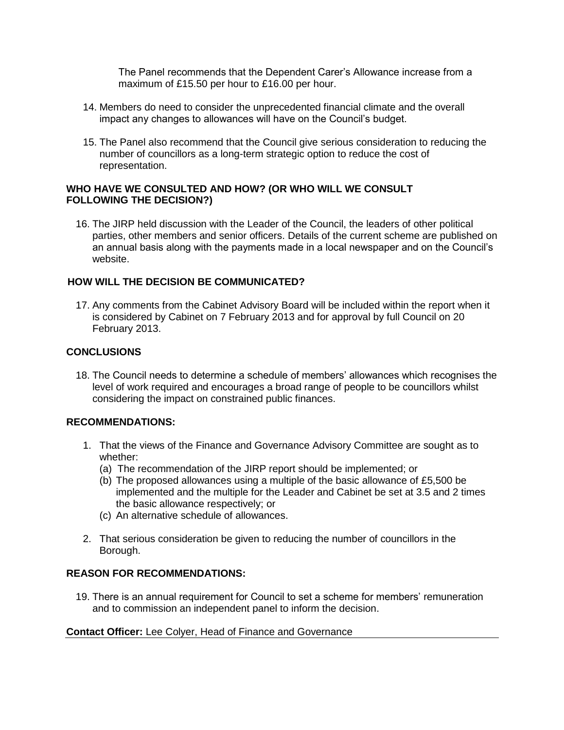The Panel recommends that the Dependent Carer's Allowance increase from a maximum of £15.50 per hour to £16.00 per hour.

14. Members do need to consider the unprecedented financial climate and the overall impact any changes to allowances will have on the Council's budget.

15. The Panel also recommend that the Council give serious consideration to reducing the number of councillors as a long-term strategic option to reduce the cost of representation.

## WHO HAVE WE CONSULTED AND HOW? (OR WHO WILL WE CONSULT FOLLOWING THE DECISION?)

16. The JIRP held discussion with the Leader of the Council, the leaders of other political parties, other members and senior officers. Details of the current scheme are published on an annual basis along with the payments made in a local newspaper and on the Council's website.

## HOW WILL THE DECISION BE COMMUNICATED?

17. Any comments from the Cabinet Advisory Board will be included within the report when it is considered by Cabinet on 7 February 2013 and for approval by full Council on 20 February 2013.

## CONCLUSIONS

18. The Council needs to determine a schedule of members' allowances which recognises the level of work required and encourages a broad range of people to be councillors whilst considering the impact on constrained public finances.

## RECOMMENDATIONS:

1. That the views of the Finance and Governance Advisory Committee are sought as to whether:
   (a) The recommendation of the JIRP report should be implemented; or
   (b) The proposed allowances using a multiple of the basic allowance of £5,500 be implemented and the multiple for the Leader and Cabinet be set at 3.5 and 2 times the basic allowance respectively; or
   (c) An alternative schedule of allowances.

2. That serious consideration be given to reducing the number of councillors in the Borough.

## REASON FOR RECOMMENDATIONS:

19. There is an annual requirement for Council to set a scheme for members' remuneration and to commission an independent panel to inform the decision.

**Contact Officer:** Lee Colyer, Head of Finance and Governance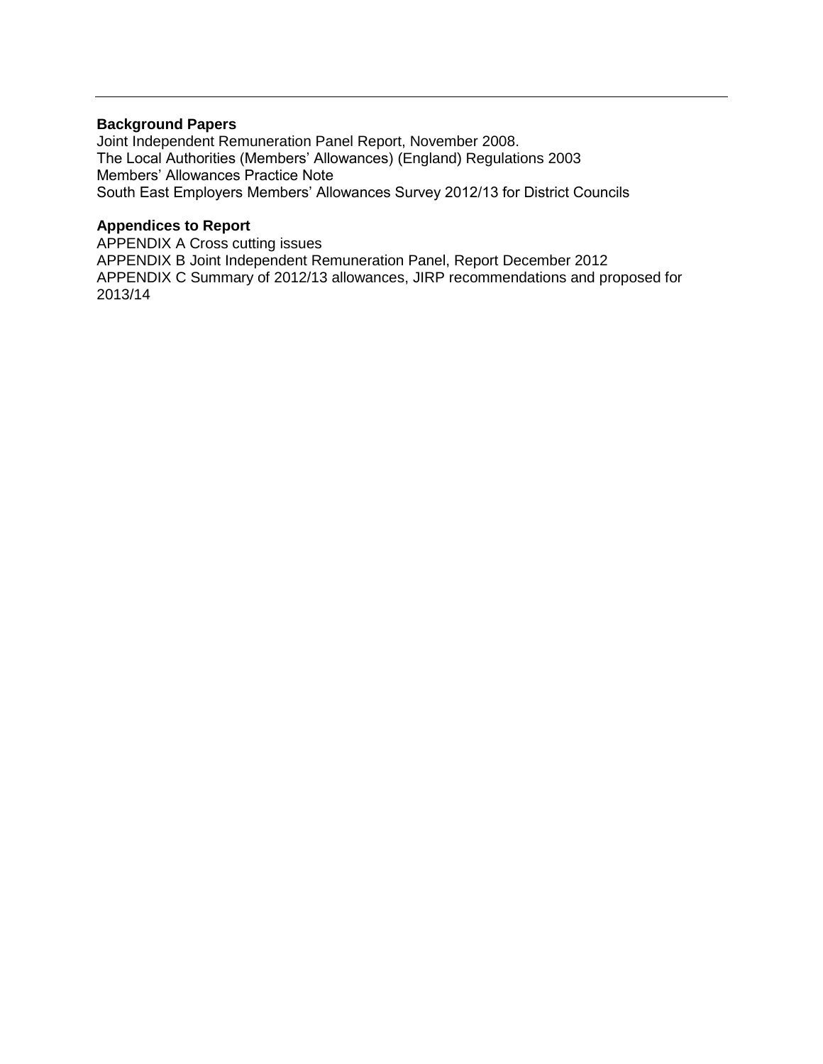---

**Background Papers**

Joint Independent Remuneration Panel Report, November 2008.
The Local Authorities (Members' Allowances) (England) Regulations 2003
Members' Allowances Practice Note
South East Employers Members' Allowances Survey 2012/13 for District Councils

**Appendices to Report**

APPENDIX A Cross cutting issues
APPENDIX B Joint Independent Remuneration Panel, Report December 2012
APPENDIX C Summary of 2012/13 allowances, JIRP recommendations and proposed for 2013/14